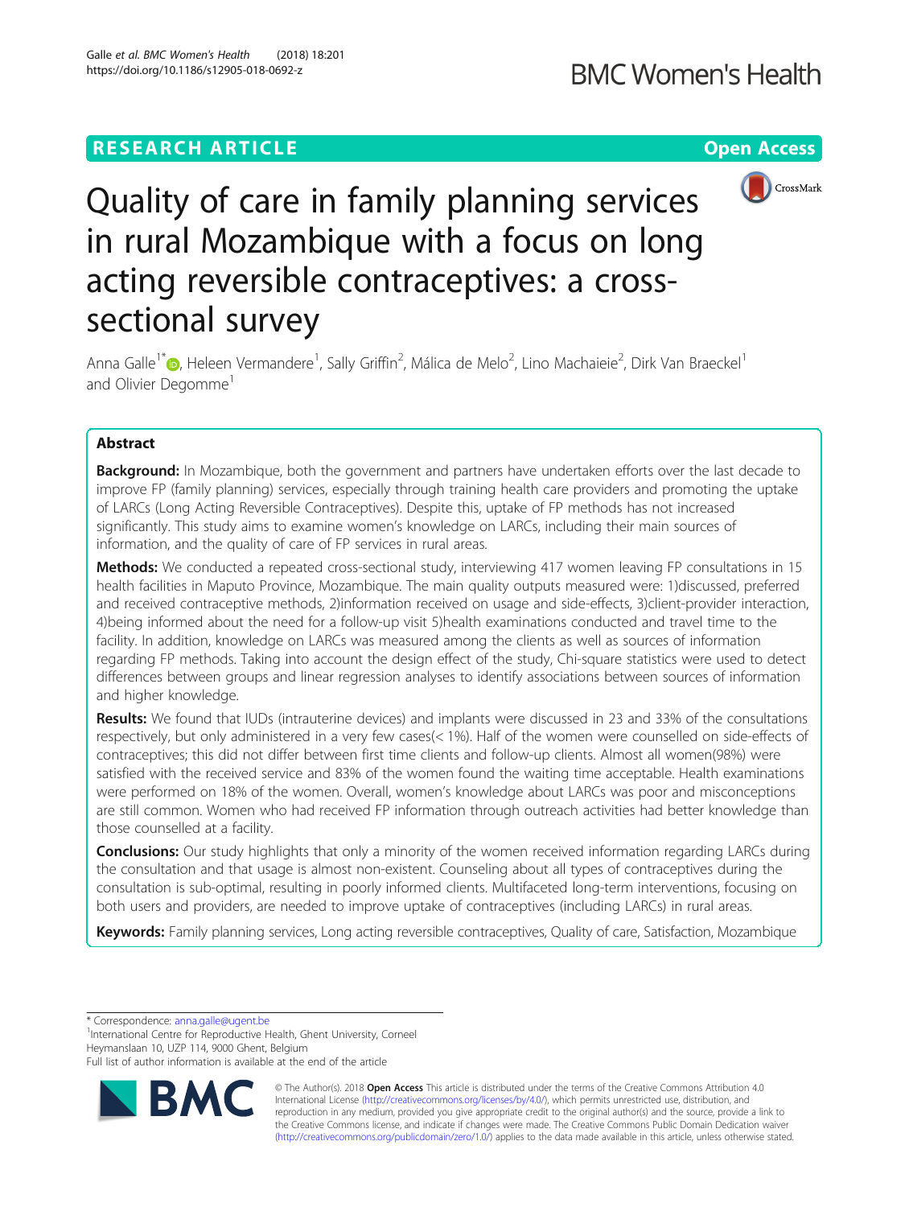RESEARCH ARTICLE

Open Access

# Quality of care in family planning services in rural Mozambique with a focus on long acting reversible contraceptives: a cross-sectional survey

Anna Galle[1*], Heleen Vermandere[1], Sally Griffin[2], Málica de Melo[2], Lino Machaieie[2], Dirk Van Braeckel[1] and Olivier Degomme[1]

## Abstract

**Background:** In Mozambique, both the government and partners have undertaken efforts over the last decade to improve FP (family planning) services, especially through training health care providers and promoting the uptake of LARCs (Long Acting Reversible Contraceptives). Despite this, uptake of FP methods has not increased significantly. This study aims to examine women's knowledge on LARCs, including their main sources of information, and the quality of care of FP services in rural areas.

**Methods:** We conducted a repeated cross-sectional study, interviewing 417 women leaving FP consultations in 15 health facilities in Maputo Province, Mozambique. The main quality outputs measured were: 1)discussed, preferred and received contraceptive methods, 2)information received on usage and side-effects, 3)client-provider interaction, 4)being informed about the need for a follow-up visit 5)health examinations conducted and travel time to the facility. In addition, knowledge on LARCs was measured among the clients as well as sources of information regarding FP methods. Taking into account the design effect of the study, Chi-square statistics were used to detect differences between groups and linear regression analyses to identify associations between sources of information and higher knowledge.

**Results:** We found that IUDs (intrauterine devices) and implants were discussed in 23 and 33% of the consultations respectively, but only administered in a very few cases(< 1%). Half of the women were counselled on side-effects of contraceptives; this did not differ between first time clients and follow-up clients. Almost all women(98%) were satisfied with the received service and 83% of the women found the waiting time acceptable. Health examinations were performed on 18% of the women. Overall, women's knowledge about LARCs was poor and misconceptions are still common. Women who had received FP information through outreach activities had better knowledge than those counselled at a facility.

**Conclusions:** Our study highlights that only a minority of the women received information regarding LARCs during the consultation and that usage is almost non-existent. Counseling about all types of contraceptives during the consultation is sub-optimal, resulting in poorly informed clients. Multifaceted long-term interventions, focusing on both users and providers, are needed to improve uptake of contraceptives (including LARCs) in rural areas.

**Keywords:** Family planning services, Long acting reversible contraceptives, Quality of care, Satisfaction, Mozambique

\* Correspondence: anna.galle@ugent.be

[1]International Centre for Reproductive Health, Ghent University, Corneel Heymanslaan 10, UZP 114, 9000 Ghent, Belgium

Full list of author information is available at the end of the article

© The Author(s). 2018 **Open Access** This article is distributed under the terms of the Creative Commons Attribution 4.0 International License (http://creativecommons.org/licenses/by/4.0/), which permits unrestricted use, distribution, and reproduction in any medium, provided you give appropriate credit to the original author(s) and the source, provide a link to the Creative Commons license, and indicate if changes were made. The Creative Commons Public Domain Dedication waiver (http://creativecommons.org/publicdomain/zero/1.0/) applies to the data made available in this article, unless otherwise stated.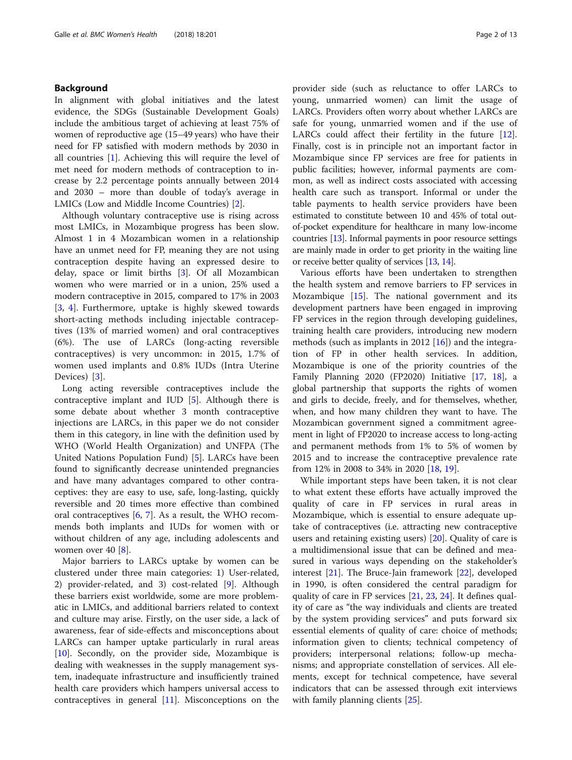## Background

In alignment with global initiatives and the latest evidence, the SDGs (Sustainable Development Goals) include the ambitious target of achieving at least 75% of women of reproductive age (15–49 years) who have their need for FP satisfied with modern methods by 2030 in all countries [1]. Achieving this will require the level of met need for modern methods of contraception to increase by 2.2 percentage points annually between 2014 and 2030 – more than double of today's average in LMICs (Low and Middle Income Countries) [2].

Although voluntary contraceptive use is rising across most LMICs, in Mozambique progress has been slow. Almost 1 in 4 Mozambican women in a relationship have an unmet need for FP, meaning they are not using contraception despite having an expressed desire to delay, space or limit births [3]. Of all Mozambican women who were married or in a union, 25% used a modern contraceptive in 2015, compared to 17% in 2003 [3, 4]. Furthermore, uptake is highly skewed towards short-acting methods including injectable contraceptives (13% of married women) and oral contraceptives (6%). The use of LARCs (long-acting reversible contraceptives) is very uncommon: in 2015, 1.7% of women used implants and 0.8% IUDs (Intra Uterine Devices) [3].

Long acting reversible contraceptives include the contraceptive implant and IUD [5]. Although there is some debate about whether 3 month contraceptive injections are LARCs, in this paper we do not consider them in this category, in line with the definition used by WHO (World Health Organization) and UNFPA (The United Nations Population Fund) [5]. LARCs have been found to significantly decrease unintended pregnancies and have many advantages compared to other contraceptives: they are easy to use, safe, long-lasting, quickly reversible and 20 times more effective than combined oral contraceptives [6, 7]. As a result, the WHO recommends both implants and IUDs for women with or without children of any age, including adolescents and women over 40 [8].

Major barriers to LARCs uptake by women can be clustered under three main categories: 1) User-related, 2) provider-related, and 3) cost-related [9]. Although these barriers exist worldwide, some are more problematic in LMICs, and additional barriers related to context and culture may arise. Firstly, on the user side, a lack of awareness, fear of side-effects and misconceptions about LARCs can hamper uptake particularly in rural areas [10]. Secondly, on the provider side, Mozambique is dealing with weaknesses in the supply management system, inadequate infrastructure and insufficiently trained health care providers which hampers universal access to contraceptives in general [11]. Misconceptions on the provider side (such as reluctance to offer LARCs to young, unmarried women) can limit the usage of LARCs. Providers often worry about whether LARCs are safe for young, unmarried women and if the use of LARCs could affect their fertility in the future [12]. Finally, cost is in principle not an important factor in Mozambique since FP services are free for patients in public facilities; however, informal payments are common, as well as indirect costs associated with accessing health care such as transport. Informal or under the table payments to health service providers have been estimated to constitute between 10 and 45% of total out-of-pocket expenditure for healthcare in many low-income countries [13]. Informal payments in poor resource settings are mainly made in order to get priority in the waiting line or receive better quality of services [13, 14].

Various efforts have been undertaken to strengthen the health system and remove barriers to FP services in Mozambique [15]. The national government and its development partners have been engaged in improving FP services in the region through developing guidelines, training health care providers, introducing new modern methods (such as implants in 2012 [16]) and the integration of FP in other health services. In addition, Mozambique is one of the priority countries of the Family Planning 2020 (FP2020) Initiative [17, 18], a global partnership that supports the rights of women and girls to decide, freely, and for themselves, whether, when, and how many children they want to have. The Mozambican government signed a commitment agreement in light of FP2020 to increase access to long-acting and permanent methods from 1% to 5% of women by 2015 and to increase the contraceptive prevalence rate from 12% in 2008 to 34% in 2020 [18, 19].

While important steps have been taken, it is not clear to what extent these efforts have actually improved the quality of care in FP services in rural areas in Mozambique, which is essential to ensure adequate uptake of contraceptives (i.e. attracting new contraceptive users and retaining existing users) [20]. Quality of care is a multidimensional issue that can be defined and measured in various ways depending on the stakeholder's interest [21]. The Bruce-Jain framework [22], developed in 1990, is often considered the central paradigm for quality of care in FP services [21, 23, 24]. It defines quality of care as "the way individuals and clients are treated by the system providing services" and puts forward six essential elements of quality of care: choice of methods; information given to clients; technical competency of providers; interpersonal relations; follow-up mechanisms; and appropriate constellation of services. All elements, except for technical competence, have several indicators that can be assessed through exit interviews with family planning clients [25].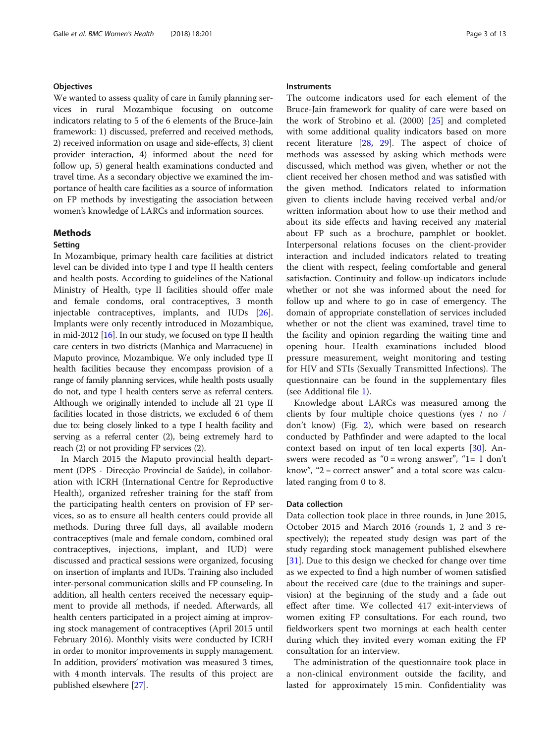### Objectives

We wanted to assess quality of care in family planning services in rural Mozambique focusing on outcome indicators relating to 5 of the 6 elements of the Bruce-Jain framework: 1) discussed, preferred and received methods, 2) received information on usage and side-effects, 3) client provider interaction, 4) informed about the need for follow up, 5) general health examinations conducted and travel time. As a secondary objective we examined the importance of health care facilities as a source of information on FP methods by investigating the association between women's knowledge of LARCs and information sources.

## Methods

### Setting

In Mozambique, primary health care facilities at district level can be divided into type I and type II health centers and health posts. According to guidelines of the National Ministry of Health, type II facilities should offer male and female condoms, oral contraceptives, 3 month injectable contraceptives, implants, and IUDs [26]. Implants were only recently introduced in Mozambique, in mid-2012 [16]. In our study, we focused on type II health care centers in two districts (Manhiça and Marracuene) in Maputo province, Mozambique. We only included type II health facilities because they encompass provision of a range of family planning services, while health posts usually do not, and type I health centers serve as referral centers. Although we originally intended to include all 21 type II facilities located in those districts, we excluded 6 of them due to: being closely linked to a type I health facility and serving as a referral center (2), being extremely hard to reach (2) or not providing FP services (2).

In March 2015 the Maputo provincial health department (DPS - Direcção Provincial de Saúde), in collaboration with ICRH (International Centre for Reproductive Health), organized refresher training for the staff from the participating health centers on provision of FP services, so as to ensure all health centers could provide all methods. During three full days, all available modern contraceptives (male and female condom, combined oral contraceptives, injections, implant, and IUD) were discussed and practical sessions were organized, focusing on insertion of implants and IUDs. Training also included inter-personal communication skills and FP counseling. In addition, all health centers received the necessary equipment to provide all methods, if needed. Afterwards, all health centers participated in a project aiming at improving stock management of contraceptives (April 2015 until February 2016). Monthly visits were conducted by ICRH in order to monitor improvements in supply management. In addition, providers' motivation was measured 3 times, with 4 month intervals. The results of this project are published elsewhere [27].

### Instruments

The outcome indicators used for each element of the Bruce-Jain framework for quality of care were based on the work of Strobino et al. (2000) [25] and completed with some additional quality indicators based on more recent literature [28, 29]. The aspect of choice of methods was assessed by asking which methods were discussed, which method was given, whether or not the client received her chosen method and was satisfied with the given method. Indicators related to information given to clients include having received verbal and/or written information about how to use their method and about its side effects and having received any material about FP such as a brochure, pamphlet or booklet. Interpersonal relations focuses on the client-provider interaction and included indicators related to treating the client with respect, feeling comfortable and general satisfaction. Continuity and follow-up indicators include whether or not she was informed about the need for follow up and where to go in case of emergency. The domain of appropriate constellation of services included whether or not the client was examined, travel time to the facility and opinion regarding the waiting time and opening hour. Health examinations included blood pressure measurement, weight monitoring and testing for HIV and STIs (Sexually Transmitted Infections). The questionnaire can be found in the supplementary files (see Additional file 1).

Knowledge about LARCs was measured among the clients by four multiple choice questions (yes / no / don't know) (Fig. 2), which were based on research conducted by Pathfinder and were adapted to the local context based on input of ten local experts [30]. Answers were recoded as "0 = wrong answer", "1= I don't know", "2 = correct answer" and a total score was calculated ranging from 0 to 8.

### Data collection

Data collection took place in three rounds, in June 2015, October 2015 and March 2016 (rounds 1, 2 and 3 respectively); the repeated study design was part of the study regarding stock management published elsewhere [31]. Due to this design we checked for change over time as we expected to find a high number of women satisfied about the received care (due to the trainings and supervision) at the beginning of the study and a fade out effect after time. We collected 417 exit-interviews of women exiting FP consultations. For each round, two fieldworkers spent two mornings at each health center during which they invited every woman exiting the FP consultation for an interview.

The administration of the questionnaire took place in a non-clinical environment outside the facility, and lasted for approximately 15 min. Confidentiality was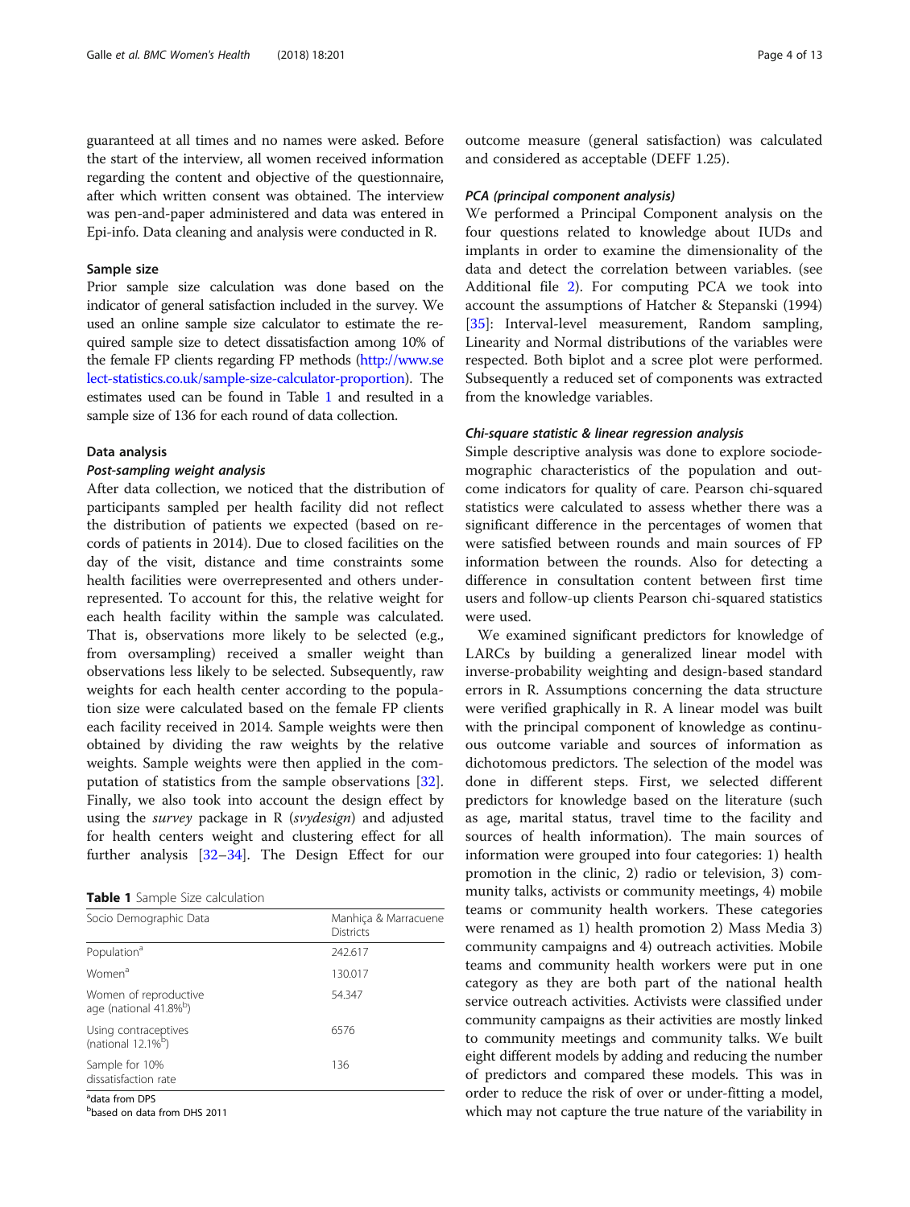guaranteed at all times and no names were asked. Before the start of the interview, all women received information regarding the content and objective of the questionnaire, after which written consent was obtained. The interview was pen-and-paper administered and data was entered in Epi-info. Data cleaning and analysis were conducted in R.

### Sample size

Prior sample size calculation was done based on the indicator of general satisfaction included in the survey. We used an online sample size calculator to estimate the required sample size to detect dissatisfaction among 10% of the female FP clients regarding FP methods (http://www.select-statistics.co.uk/sample-size-calculator-proportion). The estimates used can be found in Table 1 and resulted in a sample size of 136 for each round of data collection.

### Data analysis

#### *Post-sampling weight analysis*

After data collection, we noticed that the distribution of participants sampled per health facility did not reflect the distribution of patients we expected (based on records of patients in 2014). Due to closed facilities on the day of the visit, distance and time constraints some health facilities were overrepresented and others underrepresented. To account for this, the relative weight for each health facility within the sample was calculated. That is, observations more likely to be selected (e.g., from oversampling) received a smaller weight than observations less likely to be selected. Subsequently, raw weights for each health center according to the population size were calculated based on the female FP clients each facility received in 2014. Sample weights were then obtained by dividing the raw weights by the relative weights. Sample weights were then applied in the computation of statistics from the sample observations [32]. Finally, we also took into account the design effect by using the *survey* package in R (*svydesign*) and adjusted for health centers weight and clustering effect for all further analysis [32–34]. The Design Effect for our outcome measure (general satisfaction) was calculated and considered as acceptable (DEFF 1.25).

**Table 1** Sample Size calculation

| Socio Demographic Data | Manhiça & Marracuene Districts |
|---|---|
| Population[a] | 242.617 |
| Women[a] | 130.017 |
| Women of reproductive age (national 41.8%[b]) | 54.347 |
| Using contraceptives (national 12.1%[b]) | 6576 |
| Sample for 10% dissatisfaction rate | 136 |

[a]data from DPS
[b]based on data from DHS 2011

#### *PCA (principal component analysis)*

We performed a Principal Component analysis on the four questions related to knowledge about IUDs and implants in order to examine the dimensionality of the data and detect the correlation between variables. (see Additional file 2). For computing PCA we took into account the assumptions of Hatcher & Stepanski (1994) [35]: Interval-level measurement, Random sampling, Linearity and Normal distributions of the variables were respected. Both biplot and a scree plot were performed. Subsequently a reduced set of components was extracted from the knowledge variables.

#### *Chi-square statistic & linear regression analysis*

Simple descriptive analysis was done to explore sociodemographic characteristics of the population and outcome indicators for quality of care. Pearson chi-squared statistics were calculated to assess whether there was a significant difference in the percentages of women that were satisfied between rounds and main sources of FP information between the rounds. Also for detecting a difference in consultation content between first time users and follow-up clients Pearson chi-squared statistics were used.

We examined significant predictors for knowledge of LARCs by building a generalized linear model with inverse-probability weighting and design-based standard errors in R. Assumptions concerning the data structure were verified graphically in R. A linear model was built with the principal component of knowledge as continuous outcome variable and sources of information as dichotomous predictors. The selection of the model was done in different steps. First, we selected different predictors for knowledge based on the literature (such as age, marital status, travel time to the facility and sources of health information). The main sources of information were grouped into four categories: 1) health promotion in the clinic, 2) radio or television, 3) community talks, activists or community meetings, 4) mobile teams or community health workers. These categories were renamed as 1) health promotion 2) Mass Media 3) community campaigns and 4) outreach activities. Mobile teams and community health workers were put in one category as they are both part of the national health service outreach activities. Activists were classified under community campaigns as their activities are mostly linked to community meetings and community talks. We built eight different models by adding and reducing the number of predictors and compared these models. This was in order to reduce the risk of over or under-fitting a model, which may not capture the true nature of the variability in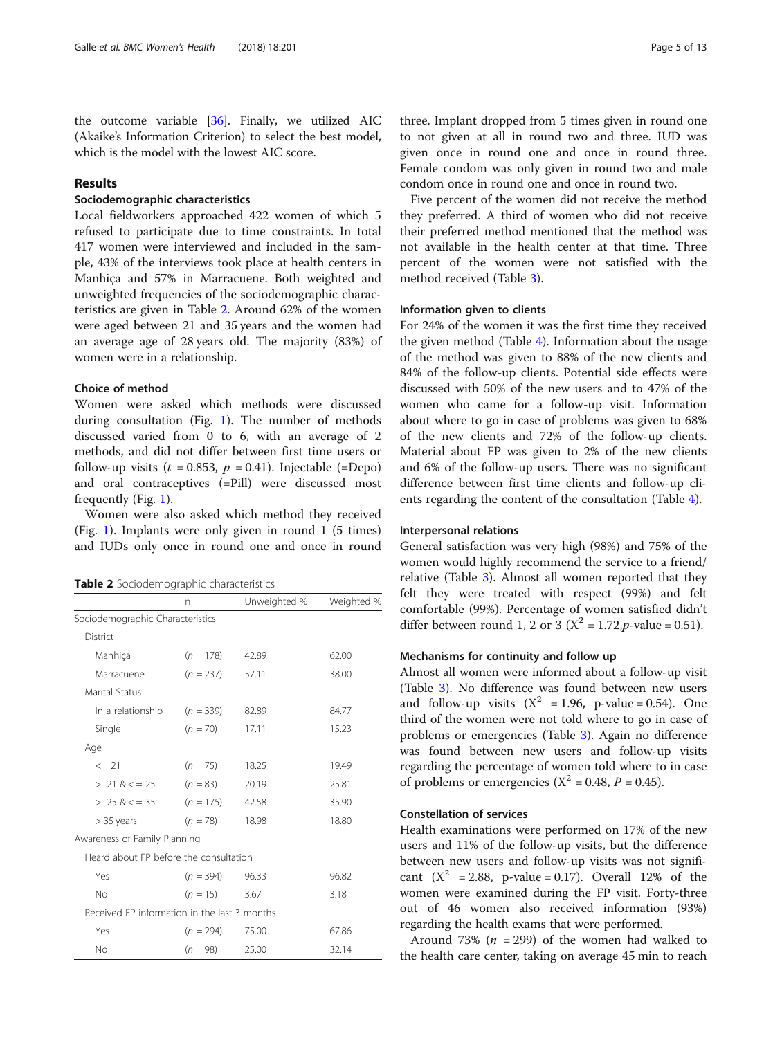the outcome variable [36]. Finally, we utilized AIC (Akaike's Information Criterion) to select the best model, which is the model with the lowest AIC score.

## Results

### Sociodemographic characteristics

Local fieldworkers approached 422 women of which 5 refused to participate due to time constraints. In total 417 women were interviewed and included in the sample, 43% of the interviews took place at health centers in Manhiça and 57% in Marracuene. Both weighted and unweighted frequencies of the sociodemographic characteristics are given in Table 2. Around 62% of the women were aged between 21 and 35 years and the women had an average age of 28 years old. The majority (83%) of women were in a relationship.

### Choice of method

Women were asked which methods were discussed during consultation (Fig. 1). The number of methods discussed varied from 0 to 6, with an average of 2 methods, and did not differ between first time users or follow-up visits ($t = 0.853$, $p = 0.41$). Injectable (=Depo) and oral contraceptives (=Pill) were discussed most frequently (Fig. 1).

Women were also asked which method they received (Fig. 1). Implants were only given in round 1 (5 times) and IUDs only once in round one and once in round three. Implant dropped from 5 times given in round one to not given at all in round two and three. IUD was given once in round one and once in round three. Female condom was only given in round two and male condom once in round one and once in round two.

**Table 2** Sociodemographic characteristics

| | n | Unweighted % | Weighted % |
|---|---|---|---|
| Sociodemographic Characteristics | | | |
| District | | | |
| Manhiça | ($n = 178$) | 42.89 | 62.00 |
| Marracuene | ($n = 237$) | 57.11 | 38.00 |
| Marital Status | | | |
| In a relationship | ($n = 339$) | 82.89 | 84.77 |
| Single | ($n = 70$) | 17.11 | 15.23 |
| Age | | | |
| <= 21 | ($n = 75$) | 18.25 | 19.49 |
| > 21 & < = 25 | ($n = 83$) | 20.19 | 25.81 |
| > 25 & < = 35 | ($n = 175$) | 42.58 | 35.90 |
| > 35 years | ($n = 78$) | 18.98 | 18.80 |
| Awareness of Family Planning | | | |
| Heard about FP before the consultation | | | |
| Yes | ($n = 394$) | 96.33 | 96.82 |
| No | ($n = 15$) | 3.67 | 3.18 |
| Received FP information in the last 3 months | | | |
| Yes | ($n = 294$) | 75.00 | 67.86 |
| No | ($n = 98$) | 25.00 | 32.14 |

Five percent of the women did not receive the method they preferred. A third of women who did not receive their preferred method mentioned that the method was not available in the health center at that time. Three percent of the women were not satisfied with the method received (Table 3).

### Information given to clients

For 24% of the women it was the first time they received the given method (Table 4). Information about the usage of the method was given to 88% of the new clients and 84% of the follow-up clients. Potential side effects were discussed with 50% of the new users and to 47% of the women who came for a follow-up visit. Information about where to go in case of problems was given to 68% of the new clients and 72% of the follow-up clients. Material about FP was given to 2% of the new clients and 6% of the follow-up users. There was no significant difference between first time clients and follow-up clients regarding the content of the consultation (Table 4).

### Interpersonal relations

General satisfaction was very high (98%) and 75% of the women would highly recommend the service to a friend/relative (Table 3). Almost all women reported that they felt they were treated with respect (99%) and felt comfortable (99%). Percentage of women satisfied didn't differ between round 1, 2 or 3 ($X^2 = 1.72$, $p$-value = 0.51).

### Mechanisms for continuity and follow up

Almost all women were informed about a follow-up visit (Table 3). No difference was found between new users and follow-up visits ($X^2 = 1.96$, p-value = 0.54). One third of the women were not told where to go in case of problems or emergencies (Table 3). Again no difference was found between new users and follow-up visits regarding the percentage of women told where to in case of problems or emergencies ($X^2 = 0.48$, $P = 0.45$).

### Constellation of services

Health examinations were performed on 17% of the new users and 11% of the follow-up visits, but the difference between new users and follow-up visits was not significant ($X^2 = 2.88$, p-value = 0.17). Overall 12% of the women were examined during the FP visit. Forty-three out of 46 women also received information (93%) regarding the health exams that were performed.

Around 73% ($n = 299$) of the women had walked to the health care center, taking on average 45 min to reach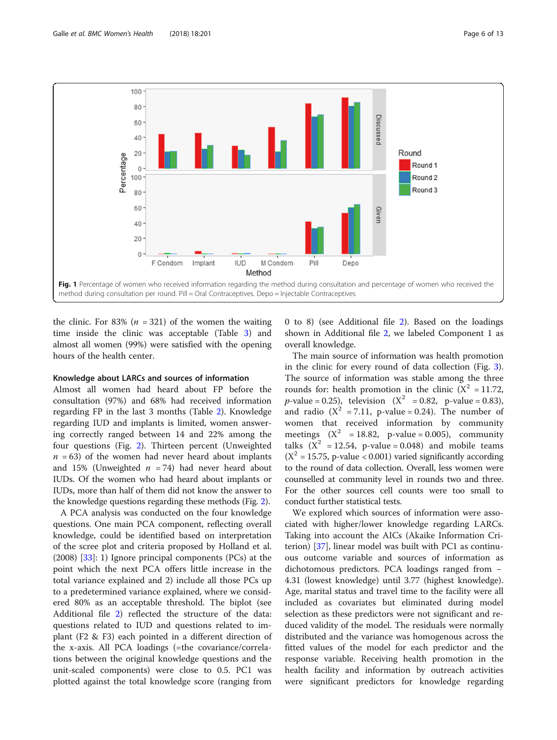**Fig. 1** Percentage of women who received information regarding the method during consultation and percentage of women who received the method during consultation per round. Pill = Oral Contraceptives. Depo = Injectable Contraceptives

the clinic. For 83% ($n$ = 321) of the women the waiting time inside the clinic was acceptable (Table 3) and almost all women (99%) were satisfied with the opening hours of the health center.

### Knowledge about LARCs and sources of information

Almost all women had heard about FP before the consultation (97%) and 68% had received information regarding FP in the last 3 months (Table 2). Knowledge regarding IUD and implants is limited, women answering correctly ranged between 14 and 22% among the four questions (Fig. 2). Thirteen percent (Unweighted $n$ = 63) of the women had never heard about implants and 15% (Unweighted $n$ = 74) had never heard about IUDs. Of the women who had heard about implants or IUDs, more than half of them did not know the answer to the knowledge questions regarding these methods (Fig. 2).

A PCA analysis was conducted on the four knowledge questions. One main PCA component, reflecting overall knowledge, could be identified based on interpretation of the scree plot and criteria proposed by Holland et al. (2008) [33]: 1) Ignore principal components (PCs) at the point which the next PCA offers little increase in the total variance explained and 2) include all those PCs up to a predetermined variance explained, where we considered 80% as an acceptable threshold. The biplot (see Additional file 2) reflected the structure of the data: questions related to IUD and questions related to implant (F2 & F3) each pointed in a different direction of the x-axis. All PCA loadings (=the covariance/correlations between the original knowledge questions and the unit-scaled components) were close to 0.5. PC1 was plotted against the total knowledge score (ranging from 0 to 8) (see Additional file 2). Based on the loadings shown in Additional file 2, we labeled Component 1 as overall knowledge.

The main source of information was health promotion in the clinic for every round of data collection (Fig. 3). The source of information was stable among the three rounds for: health promotion in the clinic ($X^2$ = 11.72, $p$-value = 0.25), television ($X^2$ = 0.82, p-value = 0.83), and radio ($X^2$ = 7.11, p-value = 0.24). The number of women that received information by community meetings ($X^2$ = 18.82, p-value = 0.005), community talks ($X^2$ = 12.54, p-value = 0.048) and mobile teams ($X^2$ = 15.75, p-value < 0.001) varied significantly according to the round of data collection. Overall, less women were counselled at community level in rounds two and three. For the other sources cell counts were too small to conduct further statistical tests.

We explored which sources of information were associated with higher/lower knowledge regarding LARCs. Taking into account the AICs (Akaike Information Criterion) [37], linear model was built with PC1 as continuous outcome variable and sources of information as dichotomous predictors. PCA loadings ranged from −4.31 (lowest knowledge) until 3.77 (highest knowledge). Age, marital status and travel time to the facility were all included as covariates but eliminated during model selection as these predictors were not significant and reduced validity of the model. The residuals were normally distributed and the variance was homogenous across the fitted values of the model for each predictor and the response variable. Receiving health promotion in the health facility and information by outreach activities were significant predictors for knowledge regarding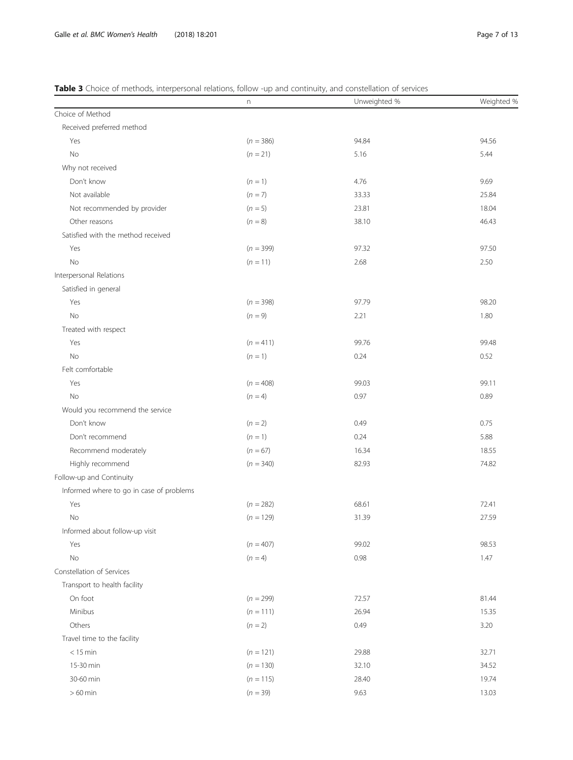**Table 3** Choice of methods, interpersonal relations, follow -up and continuity, and constellation of services

|  | n | Unweighted % | Weighted % |
|---|---|---|---|
| Choice of Method | | | |
| Received preferred method | | | |
| Yes | ($n = 386$) | 94.84 | 94.56 |
| No | ($n = 21$) | 5.16 | 5.44 |
| Why not received | | | |
| Don't know | ($n = 1$) | 4.76 | 9.69 |
| Not available | ($n = 7$) | 33.33 | 25.84 |
| Not recommended by provider | ($n = 5$) | 23.81 | 18.04 |
| Other reasons | ($n = 8$) | 38.10 | 46.43 |
| Satisfied with the method received | | | |
| Yes | ($n = 399$) | 97.32 | 97.50 |
| No | ($n = 11$) | 2.68 | 2.50 |
| Interpersonal Relations | | | |
| Satisfied in general | | | |
| Yes | ($n = 398$) | 97.79 | 98.20 |
| No | ($n = 9$) | 2.21 | 1.80 |
| Treated with respect | | | |
| Yes | ($n = 411$) | 99.76 | 99.48 |
| No | ($n = 1$) | 0.24 | 0.52 |
| Felt comfortable | | | |
| Yes | ($n = 408$) | 99.03 | 99.11 |
| No | ($n = 4$) | 0.97 | 0.89 |
| Would you recommend the service | | | |
| Don't know | ($n = 2$) | 0.49 | 0.75 |
| Don't recommend | ($n = 1$) | 0.24 | 5.88 |
| Recommend moderately | ($n = 67$) | 16.34 | 18.55 |
| Highly recommend | ($n = 340$) | 82.93 | 74.82 |
| Follow-up and Continuity | | | |
| Informed where to go in case of problems | | | |
| Yes | ($n = 282$) | 68.61 | 72.41 |
| No | ($n = 129$) | 31.39 | 27.59 |
| Informed about follow-up visit | | | |
| Yes | ($n = 407$) | 99.02 | 98.53 |
| No | ($n = 4$) | 0.98 | 1.47 |
| Constellation of Services | | | |
| Transport to health facility | | | |
| On foot | ($n = 299$) | 72.57 | 81.44 |
| Minibus | ($n = 111$) | 26.94 | 15.35 |
| Others | ($n = 2$) | 0.49 | 3.20 |
| Travel time to the facility | | | |
| < 15 min | ($n = 121$) | 29.88 | 32.71 |
| 15-30 min | ($n = 130$) | 32.10 | 34.52 |
| 30-60 min | ($n = 115$) | 28.40 | 19.74 |
| > 60 min | ($n = 39$) | 9.63 | 13.03 |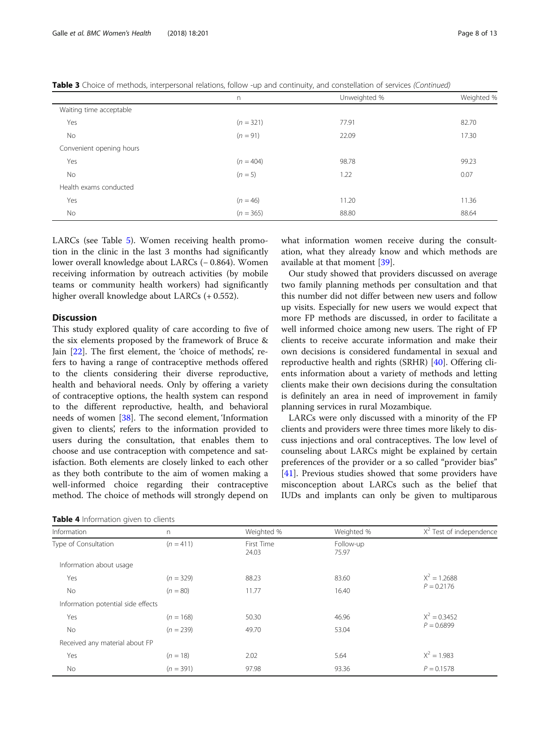**Table 3** Choice of methods, interpersonal relations, follow -up and continuity, and constellation of services *(Continued)*

| | n | Unweighted % | Weighted % |
|---|---|---|---|
| Waiting time acceptable | | | |
| Yes | ($n = 321$) | 77.91 | 82.70 |
| No | ($n = 91$) | 22.09 | 17.30 |
| Convenient opening hours | | | |
| Yes | ($n = 404$) | 98.78 | 99.23 |
| No | ($n = 5$) | 1.22 | 0.07 |
| Health exams conducted | | | |
| Yes | ($n = 46$) | 11.20 | 11.36 |
| No | ($n = 365$) | 88.80 | 88.64 |

LARCs (see Table 5). Women receiving health promotion in the clinic in the last 3 months had significantly lower overall knowledge about LARCs (− 0.864). Women receiving information by outreach activities (by mobile teams or community health workers) had significantly higher overall knowledge about LARCs (+ 0.552).

## Discussion

This study explored quality of care according to five of the six elements proposed by the framework of Bruce & Jain [22]. The first element, the 'choice of methods', refers to having a range of contraceptive methods offered to the clients considering their diverse reproductive, health and behavioral needs. Only by offering a variety of contraceptive options, the health system can respond to the different reproductive, health, and behavioral needs of women [38]. The second element, 'Information given to clients', refers to the information provided to users during the consultation, that enables them to choose and use contraception with competence and satisfaction. Both elements are closely linked to each other as they both contribute to the aim of women making a well-informed choice regarding their contraceptive method. The choice of methods will strongly depend on what information women receive during the consultation, what they already know and which methods are available at that moment [39].

Our study showed that providers discussed on average two family planning methods per consultation and that this number did not differ between new users and follow up visits. Especially for new users we would expect that more FP methods are discussed, in order to facilitate a well informed choice among new users. The right of FP clients to receive accurate information and make their own decisions is considered fundamental in sexual and reproductive health and rights (SRHR) [40]. Offering clients information about a variety of methods and letting clients make their own decisions during the consultation is definitely an area in need of improvement in family planning services in rural Mozambique.

LARCs were only discussed with a minority of the FP clients and providers were three times more likely to discuss injections and oral contraceptives. The low level of counseling about LARCs might be explained by certain preferences of the provider or a so called "provider bias" [41]. Previous studies showed that some providers have misconception about LARCs such as the belief that IUDs and implants can only be given to multiparous

**Table 4** Information given to clients

| Information | n | Weighted % | Weighted % | $X^2$ Test of independence |
|---|---|---|---|---|
| Type of Consultation | ($n = 411$) | First Time 24.03 | Follow-up 75.97 | |
| Information about usage | | | | |
| Yes | ($n = 329$) | 88.23 | 83.60 | $X^2 = 1.2688$ $P = 0.2176$ |
| No | ($n = 80$) | 11.77 | 16.40 | |
| Information potential side effects | | | | |
| Yes | ($n = 168$) | 50.30 | 46.96 | $X^2 = 0.3452$ $P = 0.6899$ |
| No | ($n = 239$) | 49.70 | 53.04 | |
| Received any material about FP | | | | |
| Yes | ($n = 18$) | 2.02 | 5.64 | $X^2 = 1.983$ |
| No | ($n = 391$) | 97.98 | 93.36 | $P = 0.1578$ |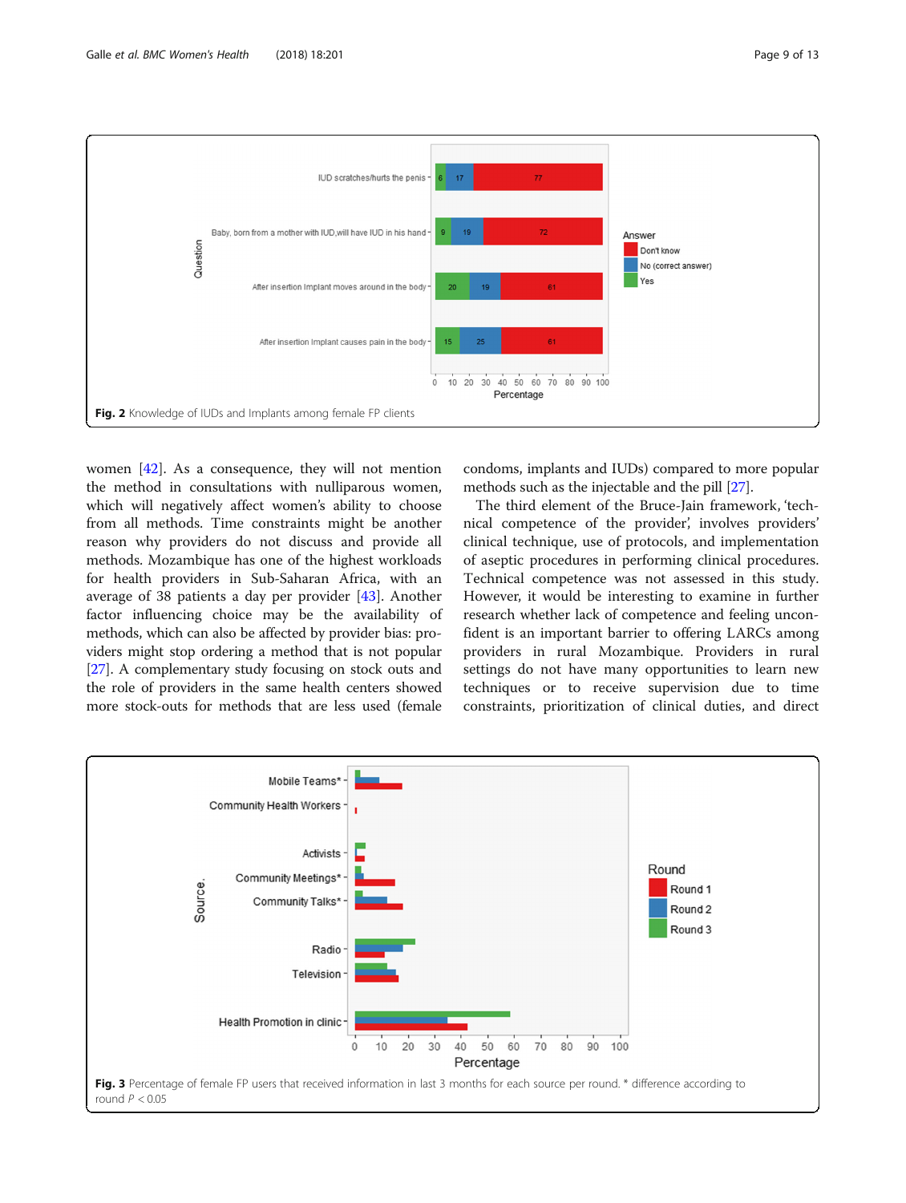Fig. 2 Knowledge of IUDs and Implants among female FP clients

women [42]. As a consequence, they will not mention the method in consultations with nulliparous women, which will negatively affect women's ability to choose from all methods. Time constraints might be another reason why providers do not discuss and provide all methods. Mozambique has one of the highest workloads for health providers in Sub-Saharan Africa, with an average of 38 patients a day per provider [43]. Another factor influencing choice may be the availability of methods, which can also be affected by provider bias: providers might stop ordering a method that is not popular [27]. A complementary study focusing on stock outs and the role of providers in the same health centers showed more stock-outs for methods that are less used (female condoms, implants and IUDs) compared to more popular methods such as the injectable and the pill [27].

The third element of the Bruce-Jain framework, 'technical competence of the provider', involves providers' clinical technique, use of protocols, and implementation of aseptic procedures in performing clinical procedures. Technical competence was not assessed in this study. However, it would be interesting to examine in further research whether lack of competence and feeling unconfident is an important barrier to offering LARCs among providers in rural Mozambique. Providers in rural settings do not have many opportunities to learn new techniques or to receive supervision due to time constraints, prioritization of clinical duties, and direct

Fig. 3 Percentage of female FP users that received information in last 3 months for each source per round. * difference according to round $P < 0.05$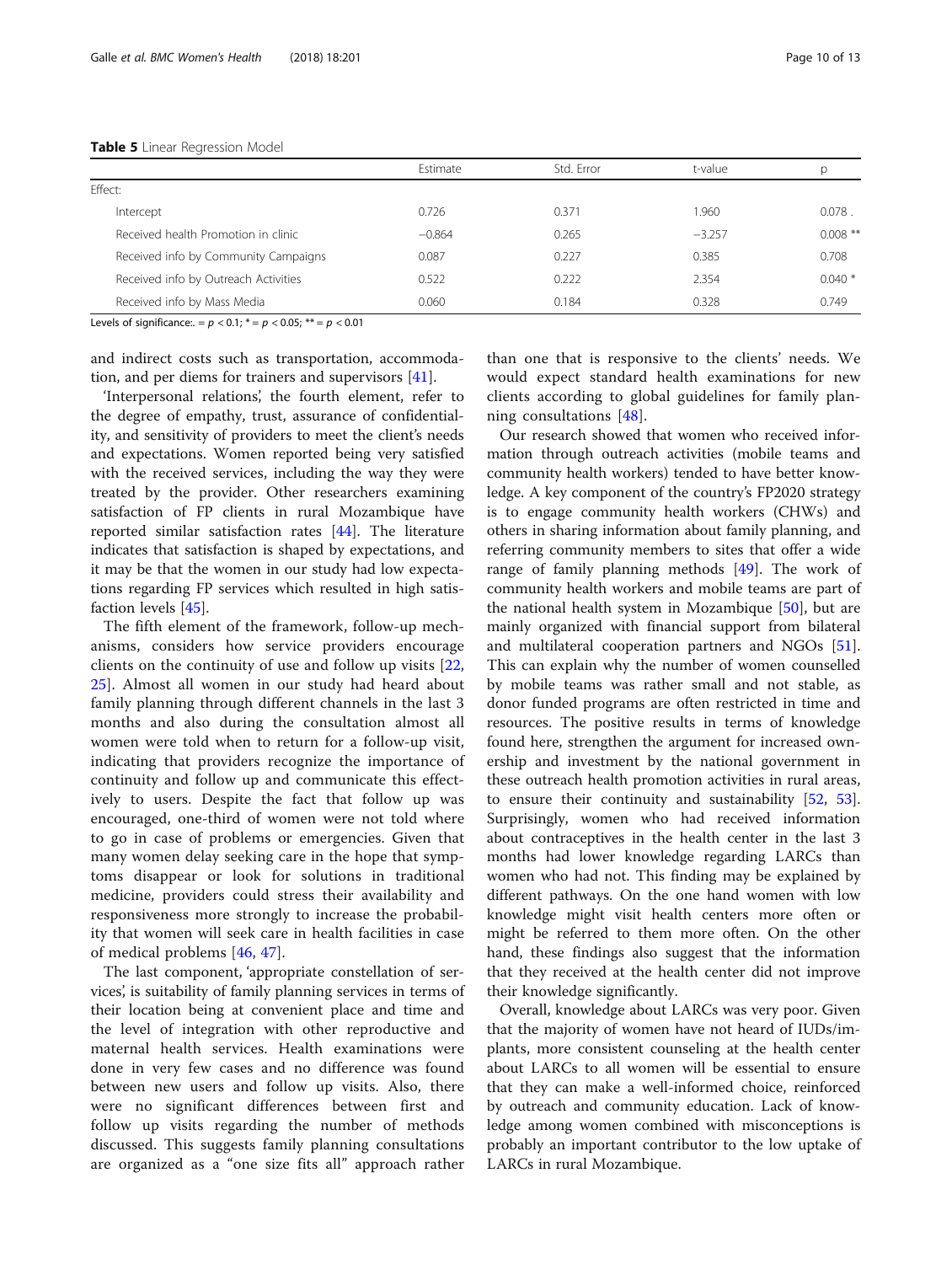**Table 5** Linear Regression Model

| | Estimate | Std. Error | t-value | p |
|---|---|---|---|---|
| Effect: | | | | |
| Intercept | 0.726 | 0.371 | 1.960 | 0.078 . |
| Received health Promotion in clinic | −0.864 | 0.265 | −3.257 | 0.008 ** |
| Received info by Community Campaigns | 0.087 | 0.227 | 0.385 | 0.708 |
| Received info by Outreach Activities | 0.522 | 0.222 | 2.354 | 0.040 * |
| Received info by Mass Media | 0.060 | 0.184 | 0.328 | 0.749 |

Levels of significance:. = $p < 0.1$; * = $p < 0.05$; ** = $p < 0.01$

and indirect costs such as transportation, accommodation, and per diems for trainers and supervisors [41].

'Interpersonal relations', the fourth element, refer to the degree of empathy, trust, assurance of confidentiality, and sensitivity of providers to meet the client's needs and expectations. Women reported being very satisfied with the received services, including the way they were treated by the provider. Other researchers examining satisfaction of FP clients in rural Mozambique have reported similar satisfaction rates [44]. The literature indicates that satisfaction is shaped by expectations, and it may be that the women in our study had low expectations regarding FP services which resulted in high satisfaction levels [45].

The fifth element of the framework, follow-up mechanisms, considers how service providers encourage clients on the continuity of use and follow up visits [22, 25]. Almost all women in our study had heard about family planning through different channels in the last 3 months and also during the consultation almost all women were told when to return for a follow-up visit, indicating that providers recognize the importance of continuity and follow up and communicate this effectively to users. Despite the fact that follow up was encouraged, one-third of women were not told where to go in case of problems or emergencies. Given that many women delay seeking care in the hope that symptoms disappear or look for solutions in traditional medicine, providers could stress their availability and responsiveness more strongly to increase the probability that women will seek care in health facilities in case of medical problems [46, 47].

The last component, 'appropriate constellation of services', is suitability of family planning services in terms of their location being at convenient place and time and the level of integration with other reproductive and maternal health services. Health examinations were done in very few cases and no difference was found between new users and follow up visits. Also, there were no significant differences between first and follow up visits regarding the number of methods discussed. This suggests family planning consultations are organized as a "one size fits all" approach rather than one that is responsive to the clients' needs. We would expect standard health examinations for new clients according to global guidelines for family planning consultations [48].

Our research showed that women who received information through outreach activities (mobile teams and community health workers) tended to have better knowledge. A key component of the country's FP2020 strategy is to engage community health workers (CHWs) and others in sharing information about family planning, and referring community members to sites that offer a wide range of family planning methods [49]. The work of community health workers and mobile teams are part of the national health system in Mozambique [50], but are mainly organized with financial support from bilateral and multilateral cooperation partners and NGOs [51]. This can explain why the number of women counselled by mobile teams was rather small and not stable, as donor funded programs are often restricted in time and resources. The positive results in terms of knowledge found here, strengthen the argument for increased ownership and investment by the national government in these outreach health promotion activities in rural areas, to ensure their continuity and sustainability [52, 53]. Surprisingly, women who had received information about contraceptives in the health center in the last 3 months had lower knowledge regarding LARCs than women who had not. This finding may be explained by different pathways. On the one hand women with low knowledge might visit health centers more often or might be referred to them more often. On the other hand, these findings also suggest that the information that they received at the health center did not improve their knowledge significantly.

Overall, knowledge about LARCs was very poor. Given that the majority of women have not heard of IUDs/implants, more consistent counseling at the health center about LARCs to all women will be essential to ensure that they can make a well-informed choice, reinforced by outreach and community education. Lack of knowledge among women combined with misconceptions is probably an important contributor to the low uptake of LARCs in rural Mozambique.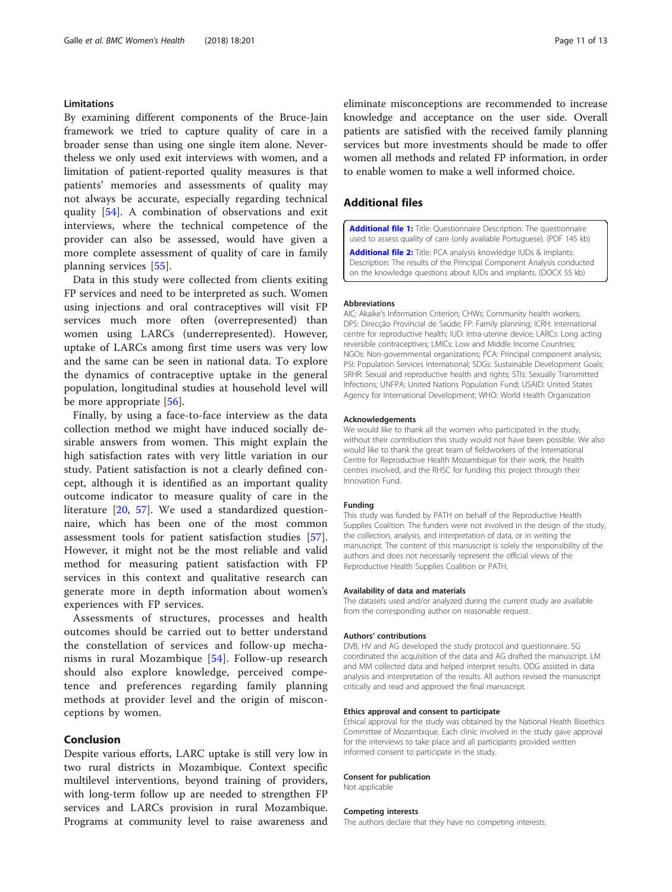## Limitations

By examining different components of the Bruce-Jain framework we tried to capture quality of care in a broader sense than using one single item alone. Nevertheless we only used exit interviews with women, and a limitation of patient-reported quality measures is that patients' memories and assessments of quality may not always be accurate, especially regarding technical quality [54]. A combination of observations and exit interviews, where the technical competence of the provider can also be assessed, would have given a more complete assessment of quality of care in family planning services [55].

Data in this study were collected from clients exiting FP services and need to be interpreted as such. Women using injections and oral contraceptives will visit FP services much more often (overrepresented) than women using LARCs (underrepresented). However, uptake of LARCs among first time users was very low and the same can be seen in national data. To explore the dynamics of contraceptive uptake in the general population, longitudinal studies at household level will be more appropriate [56].

Finally, by using a face-to-face interview as the data collection method we might have induced socially desirable answers from women. This might explain the high satisfaction rates with very little variation in our study. Patient satisfaction is not a clearly defined concept, although it is identified as an important quality outcome indicator to measure quality of care in the literature [20, 57]. We used a standardized questionnaire, which has been one of the most common assessment tools for patient satisfaction studies [57]. However, it might not be the most reliable and valid method for measuring patient satisfaction with FP services in this context and qualitative research can generate more in depth information about women's experiences with FP services.

Assessments of structures, processes and health outcomes should be carried out to better understand the constellation of services and follow-up mechanisms in rural Mozambique [54]. Follow-up research should also explore knowledge, perceived competence and preferences regarding family planning methods at provider level and the origin of misconceptions by women.

## Conclusion

Despite various efforts, LARC uptake is still very low in two rural districts in Mozambique. Context specific multilevel interventions, beyond training of providers, with long-term follow up are needed to strengthen FP services and LARCs provision in rural Mozambique. Programs at community level to raise awareness and eliminate misconceptions are recommended to increase knowledge and acceptance on the user side. Overall patients are satisfied with the received family planning services but more investments should be made to offer women all methods and related FP information, in order to enable women to make a well informed choice.

## Additional files

**Additional file 1:** Title: Questionnaire Description: The questionnaire used to assess quality of care (only available Portuguese). (PDF 145 kb)

**Additional file 2:** Title: PCA analysis knowledge IUDs & implants: Description: The results of the Principal Component Analysis conducted on the knowledge questions about IUDs and implants. (DOCX 55 kb)

#### Abbreviations

AIC: Akaike's Information Criterion; CHWs: Community health workers; DPS: Direcção Provincial de Saúde; FP: Family planning; ICRH: International centre for reproductive health; IUD: Intra-uterine device; LARCs: Long acting reversible contraceptives; LMICs: Low and Middle Income Countries; NGOs: Non-governmental organizations; PCA: Principal component analysis; PSI: Population Services International; SDGs: Sustainable Development Goals; SRHR: Sexual and reproductive health and rights; STIs: Sexually Transmitted Infections; UNFPA: United Nations Population Fund; USAID: United States Agency for International Development; WHO: World Health Organization

#### Acknowledgements

We would like to thank all the women who participated in the study, without their contribution this study would not have been possible. We also would like to thank the great team of fieldworkers of the International Centre for Reproductive Health Mozambique for their work, the health centres involved, and the RHSC for funding this project through their Innovation Fund.

#### Funding

This study was funded by PATH on behalf of the Reproductive Health Supplies Coalition. The funders were not involved in the design of the study, the collection, analysis, and interpretation of data, or in writing the manuscript. The content of this manuscript is solely the responsibility of the authors and does not necessarily represent the official views of the Reproductive Health Supplies Coalition or PATH.

#### Availability of data and materials

The datasets used and/or analyzed during the current study are available from the corresponding author on reasonable request.

#### Authors' contributions

DVB, HV and AG developed the study protocol and questionnaire. SG coordinated the acquisition of the data and AG drafted the manuscript. LM and MM collected data and helped interpret results. ODG assisted in data analysis and interpretation of the results. All authors revised the manuscript critically and read and approved the final manuscript.

#### Ethics approval and consent to participate

Ethical approval for the study was obtained by the National Health Bioethics Committee of Mozambique. Each clinic involved in the study gave approval for the interviews to take place and all participants provided written informed consent to participate in the study.

#### Consent for publication

Not applicable

#### Competing interests

The authors declare that they have no competing interests.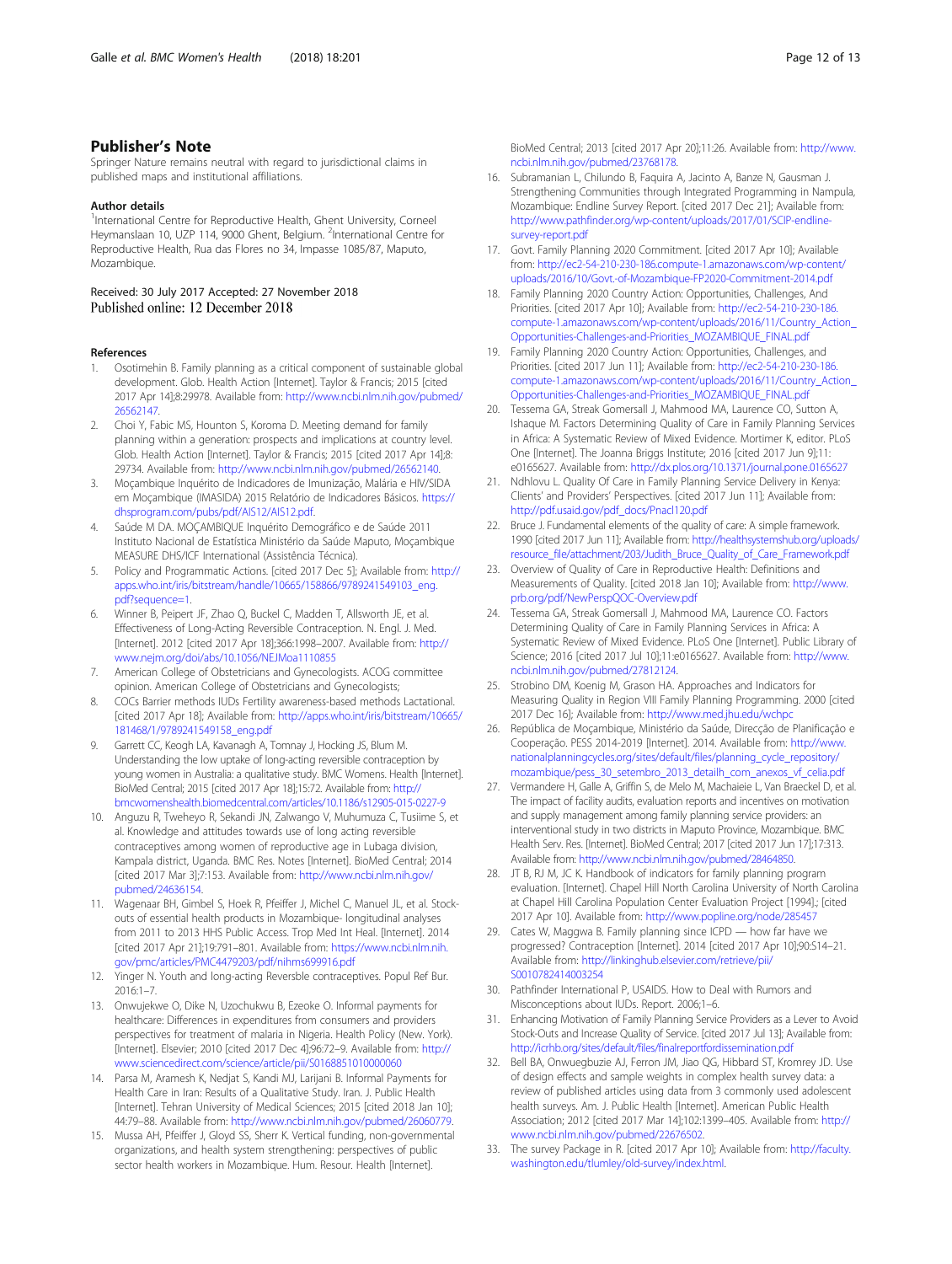## Publisher's Note

Springer Nature remains neutral with regard to jurisdictional claims in published maps and institutional affiliations.

### Author details

[1]International Centre for Reproductive Health, Ghent University, Corneel Heymanslaan 10, UZP 114, 9000 Ghent, Belgium. [2]International Centre for Reproductive Health, Rua das Flores no 34, Impasse 1085/87, Maputo, Mozambique.

Received: 30 July 2017 Accepted: 27 November 2018
Published online: 12 December 2018

### References

1. Osotimehin B. Family planning as a critical component of sustainable global development. Glob. Health Action [Internet]. Taylor & Francis; 2015 [cited 2017 Apr 14];8:29978. Available from: http://www.ncbi.nlm.nih.gov/pubmed/26562147.
2. Choi Y, Fabic MS, Hounton S, Koroma D. Meeting demand for family planning within a generation: prospects and implications at country level. Glob. Health Action [Internet]. Taylor & Francis; 2015 [cited 2017 Apr 14];8: 29734. Available from: http://www.ncbi.nlm.nih.gov/pubmed/26562140.
3. Moçambique Inquérito de Indicadores de Imunização, Malária e HIV/SIDA em Moçambique (IMASIDA) 2015 Relatório de Indicadores Básicos. https://dhsprogram.com/pubs/pdf/AIS12/AIS12.pdf.
4. Saúde M DA. MOÇAMBIQUE Inquérito Demográfico e de Saúde 2011 Instituto Nacional de Estatística Ministério da Saúde Maputo, Moçambique MEASURE DHS/ICF International (Assistência Técnica).
5. Policy and Programmatic Actions. [cited 2017 Dec 5]; Available from: http://apps.who.int/iris/bitstream/handle/10665/158866/9789241549103_eng.pdf?sequence=1.
6. Winner B, Peipert JF, Zhao Q, Buckel C, Madden T, Allsworth JE, et al. Effectiveness of Long-Acting Reversible Contraception. N. Engl. J. Med. [Internet]. 2012 [cited 2017 Apr 18];366:1998–2007. Available from: http://www.nejm.org/doi/abs/10.1056/NEJMoa1110855
7. American College of Obstetricians and Gynecologists. ACOG committee opinion. American College of Obstetricians and Gynecologists;
8. COCs Barrier methods IUDs Fertility awareness-based methods Lactational. [cited 2017 Apr 18]; Available from: http://apps.who.int/iris/bitstream/10665/181468/1/9789241549158_eng.pdf
9. Garrett CC, Keogh LA, Kavanagh A, Tomnay J, Hocking JS, Blum M. Understanding the low uptake of long-acting reversible contraception by young women in Australia: a qualitative study. BMC Womens. Health [Internet]. BioMed Central; 2015 [cited 2017 Apr 18];15:72. Available from: http://bmcwomenshealth.biomedcentral.com/articles/10.1186/s12905-015-0227-9
10. Anguzu R, Tweheyo R, Sekandi JN, Zalwango V, Muhumuza C, Tusiime S, et al. Knowledge and attitudes towards use of long acting reversible contraceptives among women of reproductive age in Lubaga division, Kampala district, Uganda. BMC Res. Notes [Internet]. BioMed Central; 2014 [cited 2017 Mar 3];7:153. Available from: http://www.ncbi.nlm.nih.gov/pubmed/24636154.
11. Wagenaar BH, Gimbel S, Hoek R, Pfeiffer J, Michel C, Manuel JL, et al. Stock-outs of essential health products in Mozambique- longitudinal analyses from 2011 to 2013 HHS Public Access. Trop Med Int Heal. [Internet]. 2014 [cited 2017 Apr 21];19:791–801. Available from: https://www.ncbi.nlm.nih.gov/pmc/articles/PMC4479203/pdf/nihms699916.pdf
12. Yinger N. Youth and long-acting Reversble contraceptives. Popul Ref Bur. 2016:1–7.
13. Onwujekwe O, Dike N, Uzochukwu B, Ezeoke O. Informal payments for healthcare: Differences in expenditures from consumers and providers perspectives for treatment of malaria in Nigeria. Health Policy (New. York). [Internet]. Elsevier; 2010 [cited 2017 Dec 4];96:72–9. Available from: http://www.sciencedirect.com/science/article/pii/S0168851010000060
14. Parsa M, Aramesh K, Nedjat S, Kandi MJ, Larijani B. Informal Payments for Health Care in Iran: Results of a Qualitative Study. Iran. J. Public Health [Internet]. Tehran University of Medical Sciences; 2015 [cited 2018 Jan 10]; 44:79–88. Available from: http://www.ncbi.nlm.nih.gov/pubmed/26060779.
15. Mussa AH, Pfeiffer J, Gloyd SS, Sherr K. Vertical funding, non-governmental organizations, and health system strengthening: perspectives of public sector health workers in Mozambique. Hum. Resour. Health [Internet]. BioMed Central; 2013 [cited 2017 Apr 20];11:26. Available from: http://www.ncbi.nlm.nih.gov/pubmed/23768178.
16. Subramanian L, Chilundo B, Faquira A, Jacinto A, Banze N, Gausman J. Strengthening Communities through Integrated Programming in Nampula, Mozambique: Endline Survey Report. [cited 2017 Dec 21]; Available from: http://www.pathfinder.org/wp-content/uploads/2017/01/SCIP-endline-survey-report.pdf
17. Govt. Family Planning 2020 Commitment. [cited 2017 Apr 10]; Available from: http://ec2-54-210-230-186.compute-1.amazonaws.com/wp-content/uploads/2016/10/Govt.-of-Mozambique-FP2020-Commitment-2014.pdf
18. Family Planning 2020 Country Action: Opportunities, Challenges, And Priorities. [cited 2017 Apr 10]; Available from: http://ec2-54-210-230-186.compute-1.amazonaws.com/wp-content/uploads/2016/11/Country_Action_Opportunities-Challenges-and-Priorities_MOZAMBIQUE_FINAL.pdf
19. Family Planning 2020 Country Action: Opportunities, Challenges, and Priorities. [cited 2017 Jun 11]; Available from: http://ec2-54-210-230-186.compute-1.amazonaws.com/wp-content/uploads/2016/11/Country_Action_Opportunities-Challenges-and-Priorities_MOZAMBIQUE_FINAL.pdf
20. Tessema GA, Streak Gomersall J, Mahmood MA, Laurence CO, Sutton A, Ishaque M. Factors Determining Quality of Care in Family Planning Services in Africa: A Systematic Review of Mixed Evidence. Mortimer K, editor. PLoS One [Internet]. The Joanna Briggs Institute; 2016 [cited 2017 Jun 9];11: e0165627. Available from: http://dx.plos.org/10.1371/journal.pone.0165627
21. Ndhlovu L. Quality Of Care in Family Planning Service Delivery in Kenya: Clients' and Providers' Perspectives. [cited 2017 Jun 11]; Available from: http://pdf.usaid.gov/pdf_docs/Pnacl120.pdf
22. Bruce J. Fundamental elements of the quality of care: A simple framework. 1990 [cited 2017 Jun 11]; Available from: http://healthsystemshub.org/uploads/resource_file/attachment/203/Judith_Bruce_Quality_of_Care_Framework.pdf
23. Overview of Quality of Care in Reproductive Health: Definitions and Measurements of Quality. [cited 2018 Jan 10]; Available from: http://www.prb.org/pdf/NewPerspQOC-Overview.pdf
24. Tessema GA, Streak Gomersall J, Mahmood MA, Laurence CO. Factors Determining Quality of Care in Family Planning Services in Africa: A Systematic Review of Mixed Evidence. PLoS One [Internet]. Public Library of Science; 2016 [cited 2017 Jul 10];11:e0165627. Available from: http://www.ncbi.nlm.nih.gov/pubmed/27812124.
25. Strobino DM, Koenig M, Grason HA. Approaches and Indicators for Measuring Quality in Region VIII Family Planning Programming. 2000 [cited 2017 Dec 16]; Available from: http://www.med.jhu.edu/wchpc
26. República de Moçambique, Ministério da Saúde, Direcção de Planificação e Cooperação. PESS 2014-2019 [Internet]. 2014. Available from: http://www.nationalplanningcycles.org/sites/default/files/planning_cycle_repository/mozambique/pess_30_setembro_2013_detailh_com_anexos_vf_celia.pdf
27. Vermandere H, Galle A, Griffin S, de Melo M, Machaieie L, Van Braeckel D, et al. The impact of facility audits, evaluation reports and incentives on motivation and supply management among family planning service providers: an interventional study in two districts in Maputo Province, Mozambique. BMC Health Serv. Res. [Internet]. BioMed Central; 2017 [cited 2017 Jun 17];17:313. Available from: http://www.ncbi.nlm.nih.gov/pubmed/28464850.
28. JT B, RJ M, JC K. Handbook of indicators for family planning program evaluation. [Internet]. Chapel Hill North Carolina University of North Carolina at Chapel Hill Carolina Population Center Evaluation Project [1994].; [cited 2017 Apr 10]. Available from: http://www.popline.org/node/285457
29. Cates W, Maggwa B. Family planning since ICPD — how far have we progressed? Contraception [Internet]. 2014 [cited 2017 Apr 10];90:S14–21. Available from: http://linkinghub.elsevier.com/retrieve/pii/S0010782414003254
30. Pathfinder International P, USAIDS. How to Deal with Rumors and Misconceptions about IUDs. Report. 2006;1–6.
31. Enhancing Motivation of Family Planning Service Providers as a Lever to Avoid Stock-Outs and Increase Quality of Service. [cited 2017 Jul 13]; Available from: http://icrhb.org/sites/default/files/finalreportfordissemination.pdf
32. Bell BA, Onwuegbuzie AJ, Ferron JM, Jiao QG, Hibbard ST, Kromrey JD. Use of design effects and sample weights in complex health survey data: a review of published articles using data from 3 commonly used adolescent health surveys. Am. J. Public Health [Internet]. American Public Health Association; 2012 [cited 2017 Mar 14];102:1399–405. Available from: http://www.ncbi.nlm.nih.gov/pubmed/22676502.
33. The survey Package in R. [cited 2017 Apr 10]; Available from: http://faculty.washington.edu/tlumley/old-survey/index.html.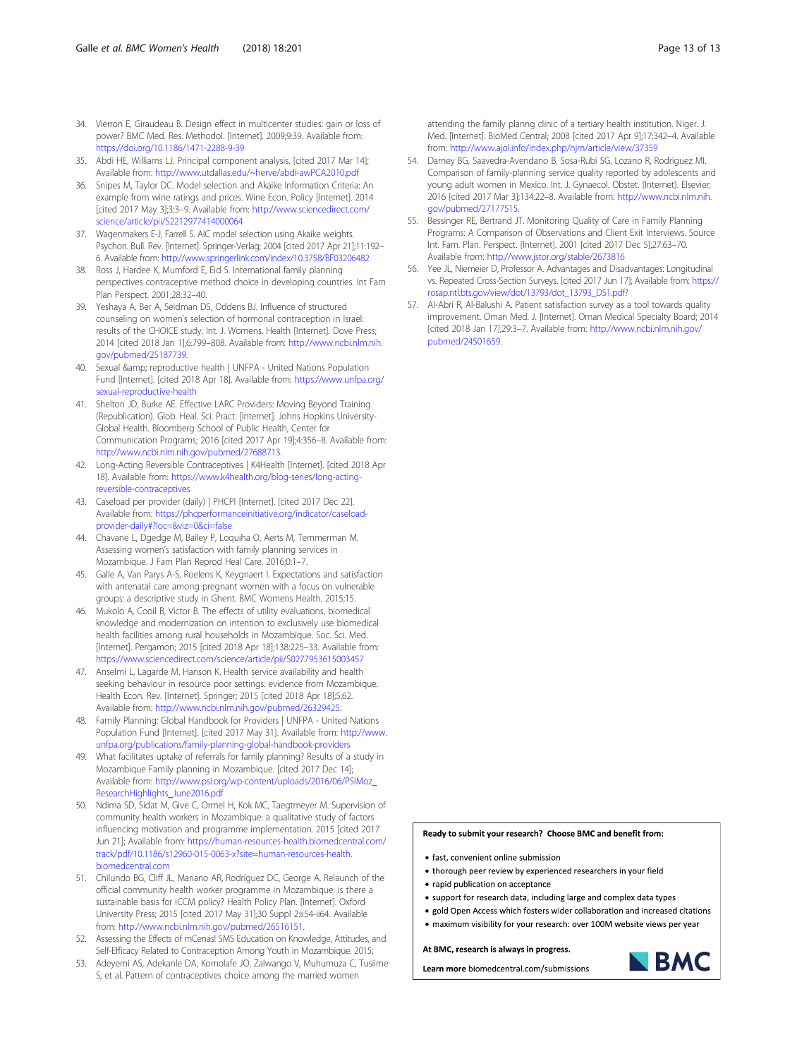34. Vierron E, Giraudeau B. Design effect in multicenter studies: gain or loss of power? BMC Med. Res. Methodol. [Internet]. 2009;9:39. Available from: https://doi.org/10.1186/1471-2288-9-39
35. Abdi HE, Williams LJ. Principal component analysis. [cited 2017 Mar 14]; Available from: http://www.utdallas.edu/~herve/abdi-awPCA2010.pdf
36. Snipes M, Taylor DC. Model selection and Akaike Information Criteria: An example from wine ratings and prices. Wine Econ. Policy [Internet]. 2014 [cited 2017 May 3];3:3–9. Available from: http://www.sciencedirect.com/science/article/pii/S2212977414000064
37. Wagenmakers E-J, Farrell S. AIC model selection using Akaike weights. Psychon. Bull. Rev. [Internet]. Springer-Verlag; 2004 [cited 2017 Apr 21];11:192–6. Available from: http://www.springerlink.com/index/10.3758/BF03206482
38. Ross J, Hardee K, Mumford E, Eid S. International family planning perspectives contraceptive method choice in developing countries. Int Fam Plan Perspect. 2001;28:32–40.
39. Yeshaya A, Ber A, Seidman DS, Oddens BJ. Influence of structured counseling on women's selection of hormonal contraception in Israel: results of the CHOICE study. Int. J. Womens. Health [Internet]. Dove Press; 2014 [cited 2018 Jan 1];6:799–808. Available from: http://www.ncbi.nlm.nih.gov/pubmed/25187739.
40. Sexual &amp; reproductive health | UNFPA - United Nations Population Fund [Internet]. [cited 2018 Apr 18]. Available from: https://www.unfpa.org/sexual-reproductive-health
41. Shelton JD, Burke AE. Effective LARC Providers: Moving Beyond Training (Republication). Glob. Heal. Sci. Pract. [Internet]. Johns Hopkins University-Global Health. Bloomberg School of Public Health, Center for Communication Programs; 2016 [cited 2017 Apr 19];4:356–8. Available from: http://www.ncbi.nlm.nih.gov/pubmed/27688713.
42. Long-Acting Reversible Contraceptives | K4Health [Internet]. [cited 2018 Apr 18]. Available from: https://www.k4health.org/blog-series/long-acting-reversible-contraceptives
43. Caseload per provider (daily) | PHCPI [Internet]. [cited 2017 Dec 22]. Available from: https://phcperformanceinitiative.org/indicator/caseload-provider-daily#?loc=&viz=0&ci=false
44. Chavane L, Dgedge M, Bailey P, Loquiha O, Aerts M, Temmerman M. Assessing women's satisfaction with family planning services in Mozambique. J Fam Plan Reprod Heal Care. 2016;0:1–7.
45. Galle A, Van Parys A-S, Roelens K, Keygnaert I. Expectations and satisfaction with antenatal care among pregnant women with a focus on vulnerable groups: a descriptive study in Ghent. BMC Womens Health. 2015;15.
46. Mukolo A, Cooil B, Victor B. The effects of utility evaluations, biomedical knowledge and modernization on intention to exclusively use biomedical health facilities among rural households in Mozambique. Soc. Sci. Med. [Internet]. Pergamon; 2015 [cited 2018 Apr 18];138:225–33. Available from: https://www.sciencedirect.com/science/article/pii/S0277953615003457
47. Anselmi L, Lagarde M, Hanson K. Health service availability and health seeking behaviour in resource poor settings: evidence from Mozambique. Health Econ. Rev. [Internet]. Springer; 2015 [cited 2018 Apr 18];5:62. Available from: http://www.ncbi.nlm.nih.gov/pubmed/26329425.
48. Family Planning: Global Handbook for Providers | UNFPA - United Nations Population Fund [Internet]. [cited 2017 May 31]. Available from: http://www.unfpa.org/publications/family-planning-global-handbook-providers
49. What facilitates uptake of referrals for family planning? Results of a study in Mozambique Family planning in Mozambique. [cited 2017 Dec 14]; Available from: http://www.psi.org/wp-content/uploads/2016/06/PSIMoz_ResearchHighlights_June2016.pdf
50. Ndima SD, Sidat M, Give C, Ormel H, Kok MC, Taegtmeyer M. Supervision of community health workers in Mozambique: a qualitative study of factors influencing motivation and programme implementation. 2015 [cited 2017 Jun 21]; Available from: https://human-resources-health.biomedcentral.com/track/pdf/10.1186/s12960-015-0063-x?site=human-resources-health.biomedcentral.com
51. Chilundo BG, Cliff JL, Mariano AR, Rodríguez DC, George A. Relaunch of the official community health worker programme in Mozambique: is there a sustainable basis for iCCM policy? Health Policy Plan. [Internet]. Oxford University Press; 2015 [cited 2017 May 31];30 Suppl 2:ii54-ii64. Available from: http://www.ncbi.nlm.nih.gov/pubmed/26516151.
52. Assessing the Effects of mCenas! SMS Education on Knowledge, Attitudes, and Self-Efficacy Related to Contraception Among Youth in Mozambique. 2015;
53. Adeyemi AS, Adekanle DA, Komolafe JO, Zalwango V, Muhumuza C, Tusiime S, et al. Pattern of contraceptives choice among the married women attending the family plannig clinic of a tertiary health institution. Niger. J. Med. [Internet]. BioMed Central; 2008 [cited 2017 Apr 9];17:342–4. Available from: http://www.ajol.info/index.php/njm/article/view/37359
54. Darney BG, Saavedra-Avendano B, Sosa-Rubi SG, Lozano R, Rodriguez MI. Comparison of family-planning service quality reported by adolescents and young adult women in Mexico. Int. J. Gynaecol. Obstet. [Internet]. Elsevier; 2016 [cited 2017 Mar 3];134:22–8. Available from: http://www.ncbi.nlm.nih.gov/pubmed/27177515.
55. Bessinger RE, Bertrand JT. Monitoring Quality of Care in Family Planning Programs: A Comparison of Observations and Client Exit Interviews. Source Int. Fam. Plan. Perspect. [Internet]. 2001 [cited 2017 Dec 5];27:63–70. Available from: http://www.jstor.org/stable/2673816
56. Yee JL, Niemeier D, Professor A. Advantages and Disadvantages: Longitudinal vs. Repeated Cross-Section Surveys. [cited 2017 Jun 17]; Available from: https://rosap.ntl.bts.gov/view/dot/13793/dot_13793_DS1.pdf?
57. Al-Abri R, Al-Balushi A. Patient satisfaction survey as a tool towards quality improvement. Oman Med. J. [Internet]. Oman Medical Specialty Board; 2014 [cited 2018 Jan 17];29:3–7. Available from: http://www.ncbi.nlm.nih.gov/pubmed/24501659.

**Ready to submit your research? Choose BMC and benefit from:**

- fast, convenient online submission
- thorough peer review by experienced researchers in your field
- rapid publication on acceptance
- support for research data, including large and complex data types
- gold Open Access which fosters wider collaboration and increased citations
- maximum visibility for your research: over 100M website views per year

**At BMC, research is always in progress.**

**Learn more** biomedcentral.com/submissions

BMC